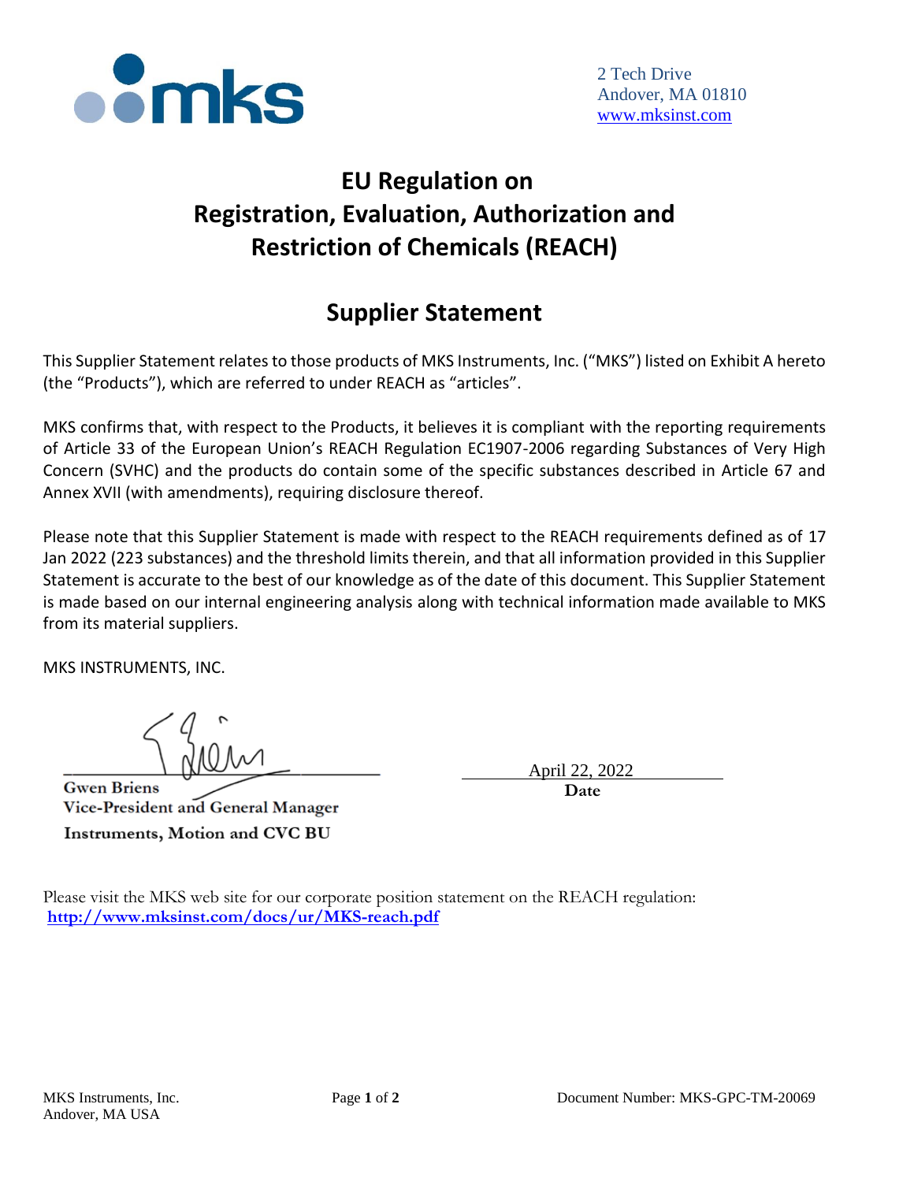2 Tech Drive
Andover, MA 01810
www.mksinst.com

# EU Regulation on Registration, Evaluation, Authorization and Restriction of Chemicals (REACH)

## Supplier Statement

This Supplier Statement relates to those products of MKS Instruments, Inc. (“MKS”) listed on Exhibit A hereto (the “Products”), which are referred to under REACH as “articles”.

MKS confirms that, with respect to the Products, it believes it is compliant with the reporting requirements of Article 33 of the European Union’s REACH Regulation EC1907-2006 regarding Substances of Very High Concern (SVHC) and the products do contain some of the specific substances described in Article 67 and Annex XVII (with amendments), requiring disclosure thereof.

Please note that this Supplier Statement is made with respect to the REACH requirements defined as of 17 Jan 2022 (223 substances) and the threshold limits therein, and that all information provided in this Supplier Statement is accurate to the best of our knowledge as of the date of this document. This Supplier Statement is made based on our internal engineering analysis along with technical information made available to MKS from its material suppliers.

MKS INSTRUMENTS, INC.

**Gwen Briens**
**Vice-President and General Manager**
**Instruments, Motion and CVC BU**

April 22, 2022
**Date**

Please visit the MKS web site for our corporate position statement on the REACH regulation:
**http://www.mksinst.com/docs/ur/MKS-reach.pdf**

MKS Instruments, Inc.
Andover, MA USA

Document Number: MKS-GPC-TM-20069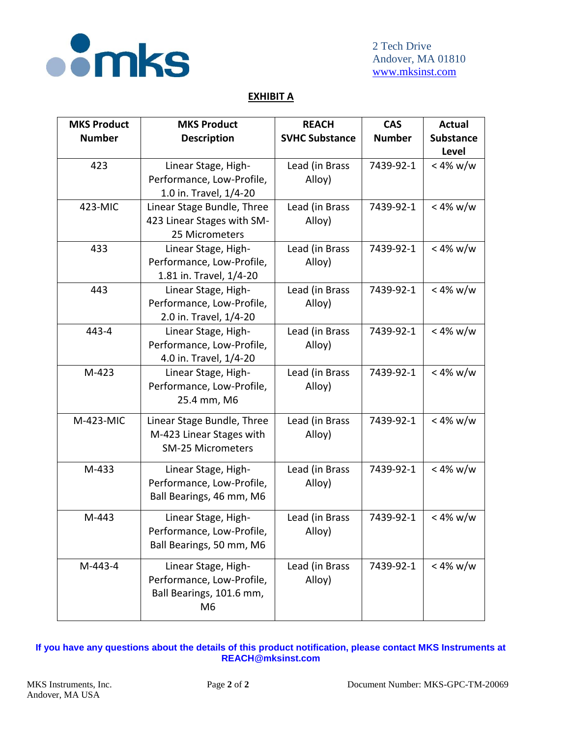2 Tech Drive
Andover, MA 01810
www.mksinst.com

## EXHIBIT A

| MKS Product Number | MKS Product Description | REACH SVHC Substance | CAS Number | Actual Substance Level |
|---|---|---|---|---|
| 423 | Linear Stage, High-Performance, Low-Profile, 1.0 in. Travel, 1/4-20 | Lead (in Brass Alloy) | 7439-92-1 | < 4% w/w |
| 423-MIC | Linear Stage Bundle, Three 423 Linear Stages with SM-25 Micrometers | Lead (in Brass Alloy) | 7439-92-1 | < 4% w/w |
| 433 | Linear Stage, High-Performance, Low-Profile, 1.81 in. Travel, 1/4-20 | Lead (in Brass Alloy) | 7439-92-1 | < 4% w/w |
| 443 | Linear Stage, High-Performance, Low-Profile, 2.0 in. Travel, 1/4-20 | Lead (in Brass Alloy) | 7439-92-1 | < 4% w/w |
| 443-4 | Linear Stage, High-Performance, Low-Profile, 4.0 in. Travel, 1/4-20 | Lead (in Brass Alloy) | 7439-92-1 | < 4% w/w |
| M-423 | Linear Stage, High-Performance, Low-Profile, 25.4 mm, M6 | Lead (in Brass Alloy) | 7439-92-1 | < 4% w/w |
| M-423-MIC | Linear Stage Bundle, Three M-423 Linear Stages with SM-25 Micrometers | Lead (in Brass Alloy) | 7439-92-1 | < 4% w/w |
| M-433 | Linear Stage, High-Performance, Low-Profile, Ball Bearings, 46 mm, M6 | Lead (in Brass Alloy) | 7439-92-1 | < 4% w/w |
| M-443 | Linear Stage, High-Performance, Low-Profile, Ball Bearings, 50 mm, M6 | Lead (in Brass Alloy) | 7439-92-1 | < 4% w/w |
| M-443-4 | Linear Stage, High-Performance, Low-Profile, Ball Bearings, 101.6 mm, M6 | Lead (in Brass Alloy) | 7439-92-1 | < 4% w/w |

**If you have any questions about the details of this product notification, please contact MKS Instruments at REACH@mksinst.com**

MKS Instruments, Inc.
Andover, MA USA

Document Number: MKS-GPC-TM-20069